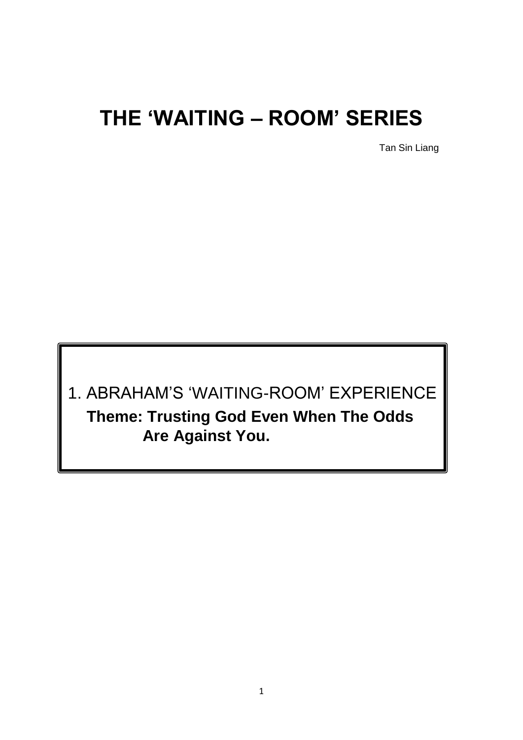# THE 'WAITING – ROOM' SERIES

Tan Sin Liang

## 1. ABRAHAM'S 'WAITING-ROOM' EXPERIENCE

**Theme: Trusting God Even When The Odds Are Against You.**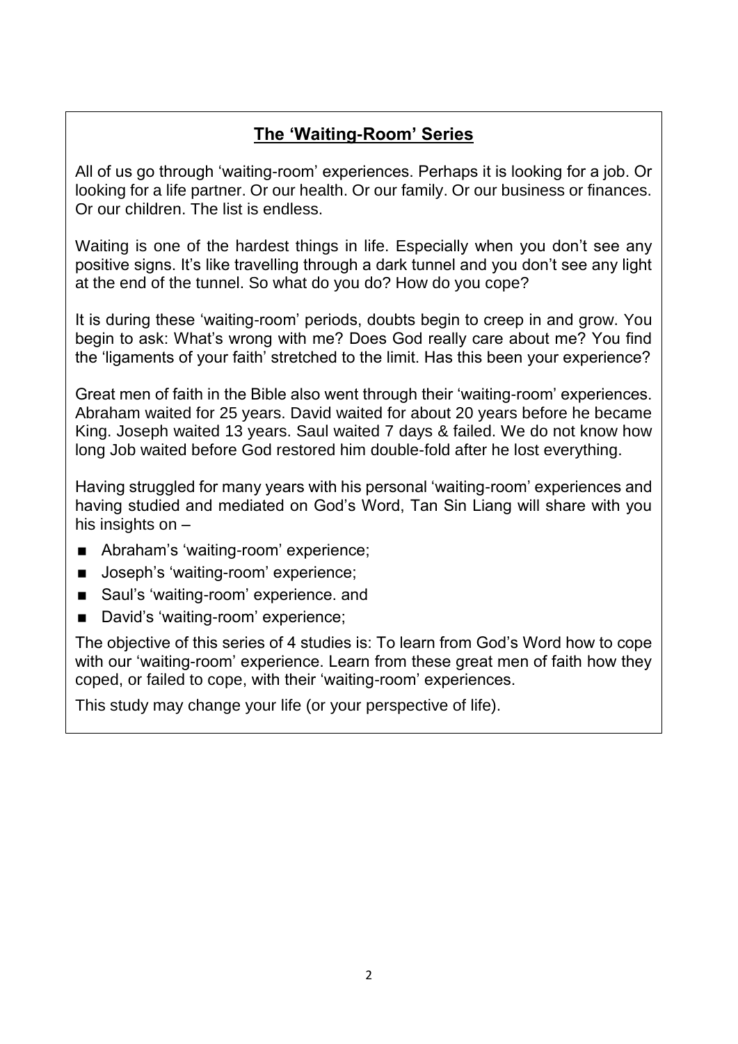## The 'Waiting-Room' Series

All of us go through 'waiting-room' experiences. Perhaps it is looking for a job. Or looking for a life partner. Or our health. Or our family. Or our business or finances. Or our children. The list is endless.

Waiting is one of the hardest things in life. Especially when you don't see any positive signs. It's like travelling through a dark tunnel and you don't see any light at the end of the tunnel. So what do you do? How do you cope?

It is during these 'waiting-room' periods, doubts begin to creep in and grow. You begin to ask: What's wrong with me? Does God really care about me? You find the 'ligaments of your faith' stretched to the limit. Has this been your experience?

Great men of faith in the Bible also went through their 'waiting-room' experiences. Abraham waited for 25 years. David waited for about 20 years before he became King. Joseph waited 13 years. Saul waited 7 days & failed. We do not know how long Job waited before God restored him double-fold after he lost everything.

Having struggled for many years with his personal 'waiting-room' experiences and having studied and mediated on God's Word, Tan Sin Liang will share with you his insights on –

- Abraham's 'waiting-room' experience;
- Joseph's 'waiting-room' experience;
- Saul's 'waiting-room' experience. and
- David's 'waiting-room' experience;

The objective of this series of 4 studies is: To learn from God's Word how to cope with our 'waiting-room' experience. Learn from these great men of faith how they coped, or failed to cope, with their 'waiting-room' experiences.

This study may change your life (or your perspective of life).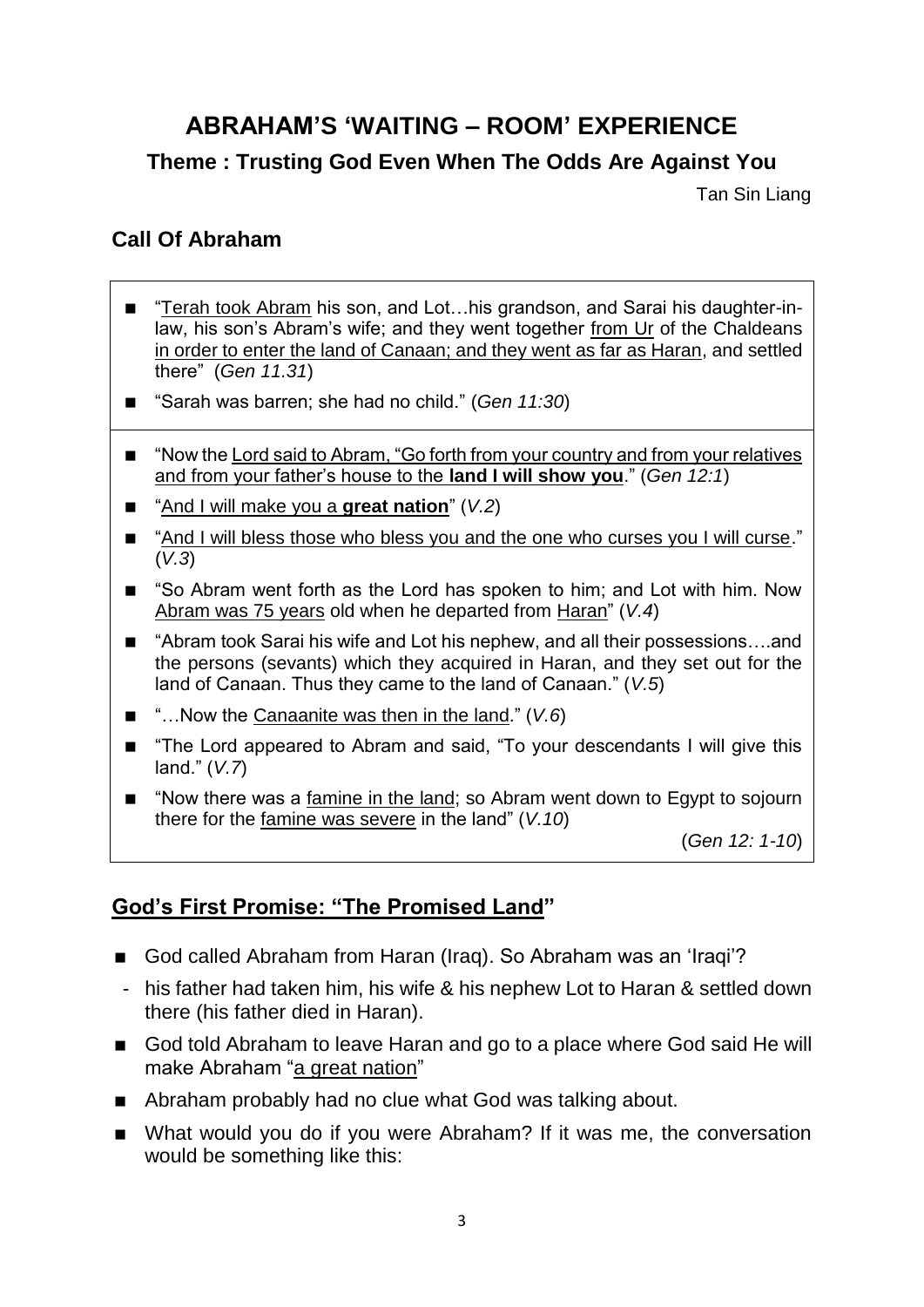# ABRAHAM'S 'WAITING – ROOM' EXPERIENCE

## Theme : Trusting God Even When The Odds Are Against You

Tan Sin Liang

## Call Of Abraham

- "<u>Terah took Abram</u> his son, and Lot…his grandson, and Sarai his daughter-in-law, his son's Abram's wife; and they went together <u>from Ur</u> of the Chaldeans <u>in order to enter the land of Canaan; and they went as far as Haran</u>, and settled there" (*Gen 11.31*)
- "Sarah was barren; she had no child." (*Gen 11:30*)

---

- "Now the <u>Lord said to Abram, "Go forth from your country and from your relatives and from your father's house to the **land I will show you**</u>." (*Gen 12:1*)
- "<u>And I will make you a **great nation**</u>" (*V.2*)
- "<u>And I will bless those who bless you and the one who curses you I will curse</u>." (*V.3*)
- "So Abram went forth as the Lord has spoken to him; and Lot with him. Now <u>Abram was 75 years</u> old when he departed from <u>Haran</u>" (*V.4*)
- "Abram took Sarai his wife and Lot his nephew, and all their possessions….and the persons (sevants) which they acquired in Haran, and they set out for the land of Canaan. Thus they came to the land of Canaan." (*V.5*)
- "…Now the <u>Canaanite was then in the land</u>." (*V.6*)
- "The Lord appeared to Abram and said, "To your descendants I will give this land." (*V.7*)
- "Now there was a <u>famine in the land</u>; so Abram went down to Egypt to sojourn there for the <u>famine was severe</u> in the land" (*V.10*)

(*Gen 12: 1-10*)

## <u>God's First Promise: "The Promised Land"</u>

- God called Abraham from Haran (Iraq). So Abraham was an 'Iraqi'?
  - his father had taken him, his wife & his nephew Lot to Haran & settled down there (his father died in Haran).
- God told Abraham to leave Haran and go to a place where God said He will make Abraham "<u>a great nation</u>"
- Abraham probably had no clue what God was talking about.
- What would you do if you were Abraham? If it was me, the conversation would be something like this: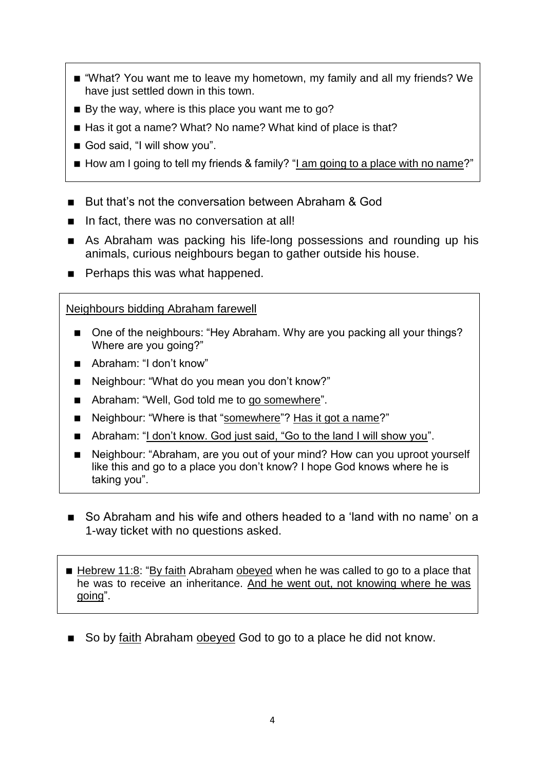- "What? You want me to leave my hometown, my family and all my friends? We have just settled down in this town.
- By the way, where is this place you want me to go?
- Has it got a name? What? No name? What kind of place is that?
- God said, "I will show you".
- How am I going to tell my friends & family? "<u>I am going to a place with no name</u>?"

- But that's not the conversation between Abraham & God
- In fact, there was no conversation at all!
- As Abraham was packing his life-long possessions and rounding up his animals, curious neighbours began to gather outside his house.
- Perhaps this was what happened.

<u>Neighbours bidding Abraham farewell</u>

- One of the neighbours: "Hey Abraham. Why are you packing all your things? Where are you going?"
- Abraham: "I don't know"
- Neighbour: "What do you mean you don't know?"
- Abraham: "Well, God told me to <u>go somewhere</u>".
- Neighbour: "Where is that "<u>somewhere</u>"? <u>Has it got a name</u>?"
- Abraham: "<u>I don't know. God just said, "Go to the land I will show you</u>".
- Neighbour: "Abraham, are you out of your mind? How can you uproot yourself like this and go to a place you don't know? I hope God knows where he is taking you".

- So Abraham and his wife and others headed to a 'land with no name' on a 1-way ticket with no questions asked.

- <u>Hebrew 11:8</u>: "<u>By faith</u> Abraham <u>obeyed</u> when he was called to go to a place that he was to receive an inheritance. <u>And he went out, not knowing where he was going</u>".

- So by <u>faith</u> Abraham <u>obeyed</u> God to go to a place he did not know.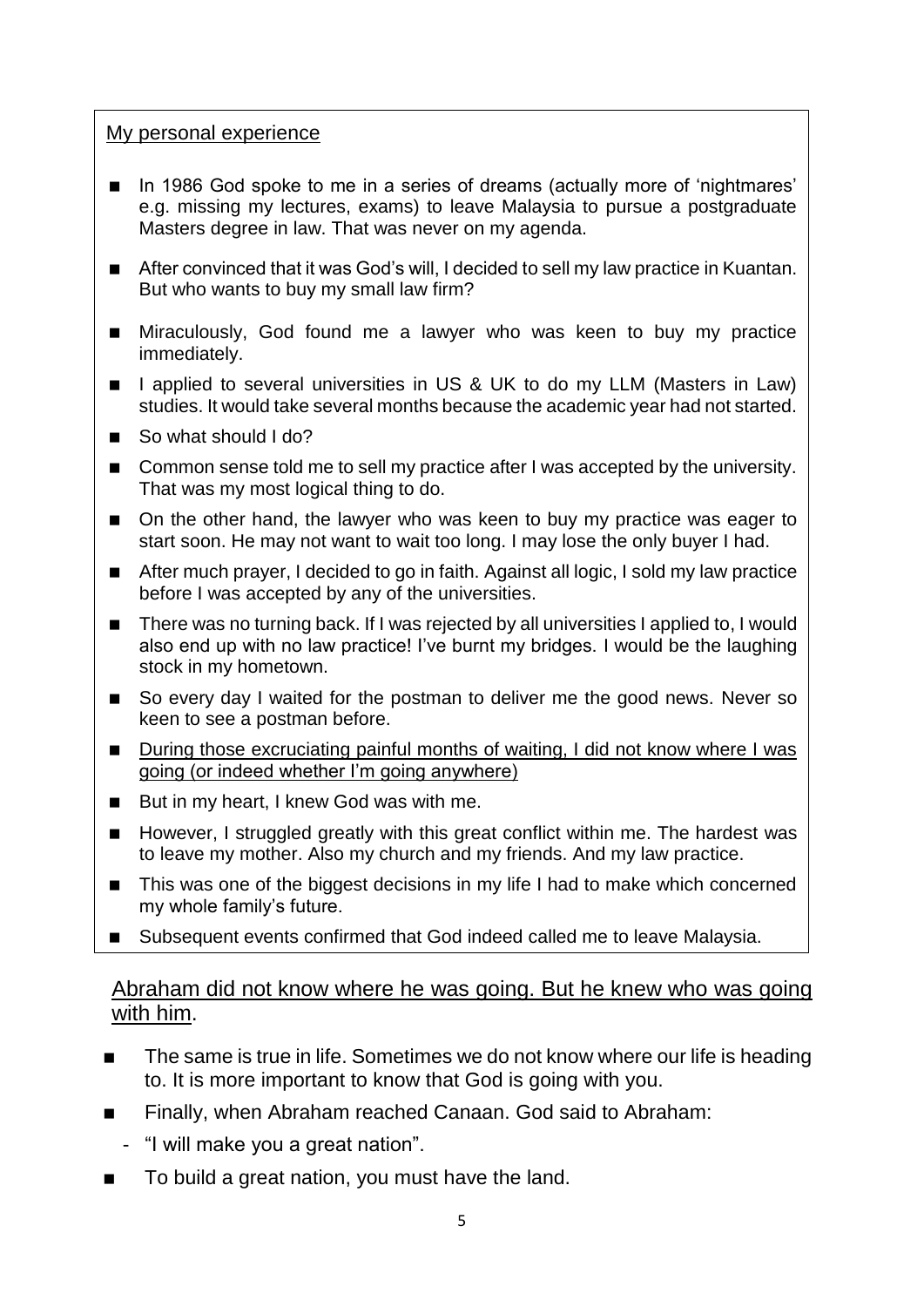<u>My personal experience</u>

- In 1986 God spoke to me in a series of dreams (actually more of 'nightmares' e.g. missing my lectures, exams) to leave Malaysia to pursue a postgraduate Masters degree in law. That was never on my agenda.
- After convinced that it was God's will, I decided to sell my law practice in Kuantan. But who wants to buy my small law firm?
- Miraculously, God found me a lawyer who was keen to buy my practice immediately.
- I applied to several universities in US & UK to do my LLM (Masters in Law) studies. It would take several months because the academic year had not started.
- So what should I do?
- Common sense told me to sell my practice after I was accepted by the university. That was my most logical thing to do.
- On the other hand, the lawyer who was keen to buy my practice was eager to start soon. He may not want to wait too long. I may lose the only buyer I had.
- After much prayer, I decided to go in faith. Against all logic, I sold my law practice before I was accepted by any of the universities.
- There was no turning back. If I was rejected by all universities I applied to, I would also end up with no law practice! I've burnt my bridges. I would be the laughing stock in my hometown.
- So every day I waited for the postman to deliver me the good news. Never so keen to see a postman before.
- <u>During those excruciating painful months of waiting, I did not know where I was going (or indeed whether I'm going anywhere)</u>
- But in my heart, I knew God was with me.
- However, I struggled greatly with this great conflict within me. The hardest was to leave my mother. Also my church and my friends. And my law practice.
- This was one of the biggest decisions in my life I had to make which concerned my whole family's future.
- Subsequent events confirmed that God indeed called me to leave Malaysia.

<u>Abraham did not know where he was going. But he knew who was going with him</u>.

- The same is true in life. Sometimes we do not know where our life is heading to. It is more important to know that God is going with you.
- Finally, when Abraham reached Canaan. God said to Abraham:
  - "I will make you a great nation".
- To build a great nation, you must have the land.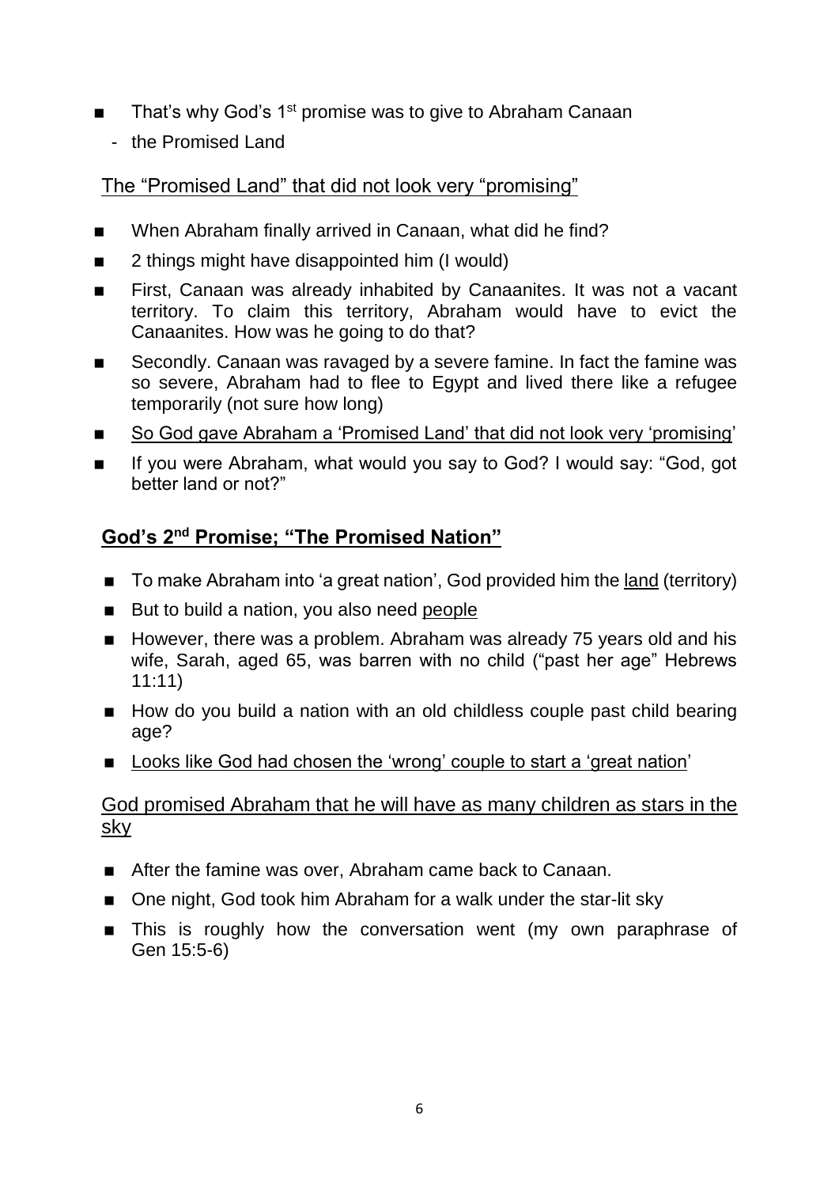- That's why God's 1st promise was to give to Abraham Canaan
  - the Promised Land

<u>The "Promised Land" that did not look very "promising"</u>

- When Abraham finally arrived in Canaan, what did he find?
- 2 things might have disappointed him (I would)
- First, Canaan was already inhabited by Canaanites. It was not a vacant territory. To claim this territory, Abraham would have to evict the Canaanites. How was he going to do that?
- Secondly. Canaan was ravaged by a severe famine. In fact the famine was so severe, Abraham had to flee to Egypt and lived there like a refugee temporarily (not sure how long)
- <u>So God gave Abraham a 'Promised Land' that did not look very 'promising'</u>
- If you were Abraham, what would you say to God? I would say: "God, got better land or not?"

## <u>God's 2nd Promise; "The Promised Nation"</u>

- To make Abraham into 'a great nation', God provided him the <u>land</u> (territory)
- But to build a nation, you also need <u>people</u>
- However, there was a problem. Abraham was already 75 years old and his wife, Sarah, aged 65, was barren with no child ("past her age" Hebrews 11:11)
- How do you build a nation with an old childless couple past child bearing age?
- <u>Looks like God had chosen the 'wrong' couple to start a 'great nation'</u>

<u>God promised Abraham that he will have as many children as stars in the sky</u>

- After the famine was over, Abraham came back to Canaan.
- One night, God took him Abraham for a walk under the star-lit sky
- This is roughly how the conversation went (my own paraphrase of Gen 15:5-6)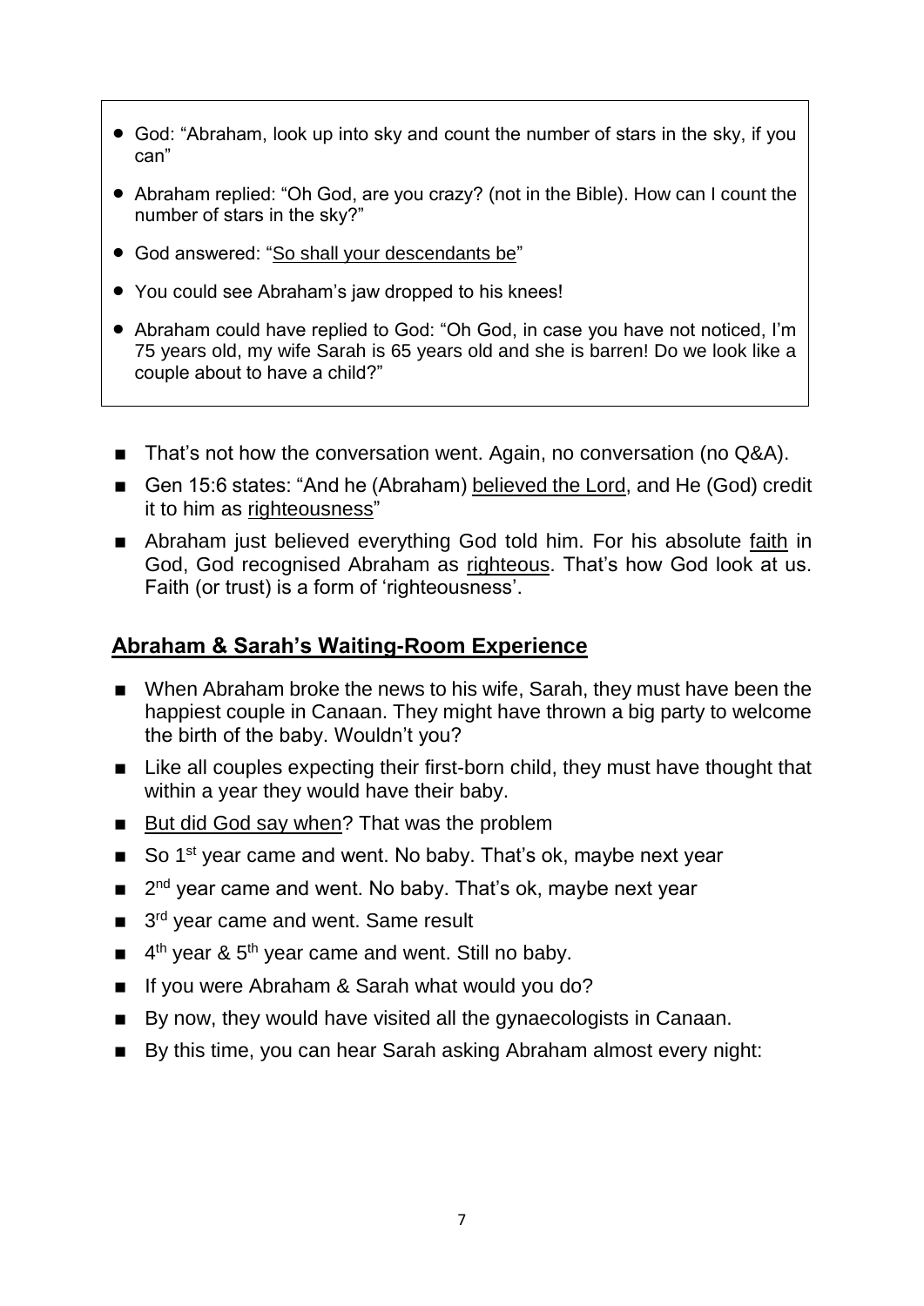- God: "Abraham, look up into sky and count the number of stars in the sky, if you can"
- Abraham replied: "Oh God, are you crazy? (not in the Bible). How can I count the number of stars in the sky?"
- God answered: "<u>So shall your descendants be</u>"
- You could see Abraham's jaw dropped to his knees!
- Abraham could have replied to God: "Oh God, in case you have not noticed, I'm 75 years old, my wife Sarah is 65 years old and she is barren! Do we look like a couple about to have a child?"

- That's not how the conversation went. Again, no conversation (no Q&A).
- Gen 15:6 states: "And he (Abraham) <u>believed the Lord</u>, and He (God) credit it to him as <u>righteousness</u>"
- Abraham just believed everything God told him. For his absolute <u>faith</u> in God, God recognised Abraham as <u>righteous</u>. That's how God look at us. Faith (or trust) is a form of 'righteousness'.

## <u>Abraham & Sarah's Waiting-Room Experience</u>

- When Abraham broke the news to his wife, Sarah, they must have been the happiest couple in Canaan. They might have thrown a big party to welcome the birth of the baby. Wouldn't you?
- Like all couples expecting their first-born child, they must have thought that within a year they would have their baby.
- <u>But did God say when</u>? That was the problem
- So 1st year came and went. No baby. That's ok, maybe next year
- 2nd year came and went. No baby. That's ok, maybe next year
- 3rd year came and went. Same result
- 4th year & 5th year came and went. Still no baby.
- If you were Abraham & Sarah what would you do?
- By now, they would have visited all the gynaecologists in Canaan.
- By this time, you can hear Sarah asking Abraham almost every night: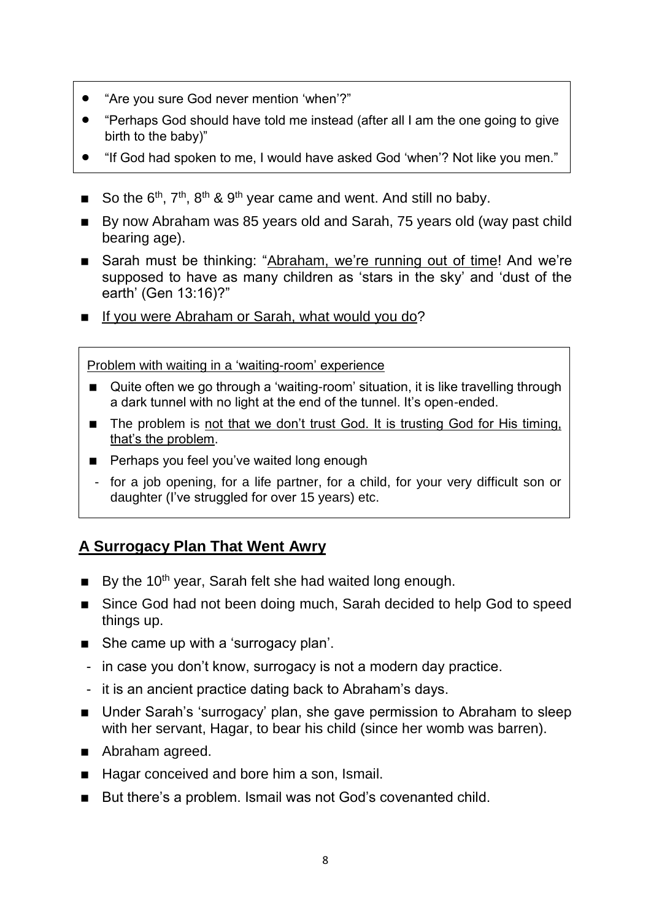- "Are you sure God never mention 'when'?"
- "Perhaps God should have told me instead (after all I am the one going to give birth to the baby)"
- "If God had spoken to me, I would have asked God 'when'? Not like you men."

- So the 6th, 7th, 8th & 9th year came and went. And still no baby.
- By now Abraham was 85 years old and Sarah, 75 years old (way past child bearing age).
- Sarah must be thinking: "Abraham, we're running out of time! And we're supposed to have as many children as 'stars in the sky' and 'dust of the earth' (Gen 13:16)?"
- If you were Abraham or Sarah, what would you do?

Problem with waiting in a 'waiting-room' experience

- Quite often we go through a 'waiting-room' situation, it is like travelling through a dark tunnel with no light at the end of the tunnel. It's open-ended.
- The problem is not that we don't trust God. It is trusting God for His timing, that's the problem.
- Perhaps you feel you've waited long enough
  - for a job opening, for a life partner, for a child, for your very difficult son or daughter (I've struggled for over 15 years) etc.

## A Surrogacy Plan That Went Awry

- By the 10th year, Sarah felt she had waited long enough.
- Since God had not been doing much, Sarah decided to help God to speed things up.
- She came up with a 'surrogacy plan'.
  - in case you don't know, surrogacy is not a modern day practice.
  - it is an ancient practice dating back to Abraham's days.
- Under Sarah's 'surrogacy' plan, she gave permission to Abraham to sleep with her servant, Hagar, to bear his child (since her womb was barren).
- Abraham agreed.
- Hagar conceived and bore him a son, Ismail.
- But there's a problem. Ismail was not God's covenanted child.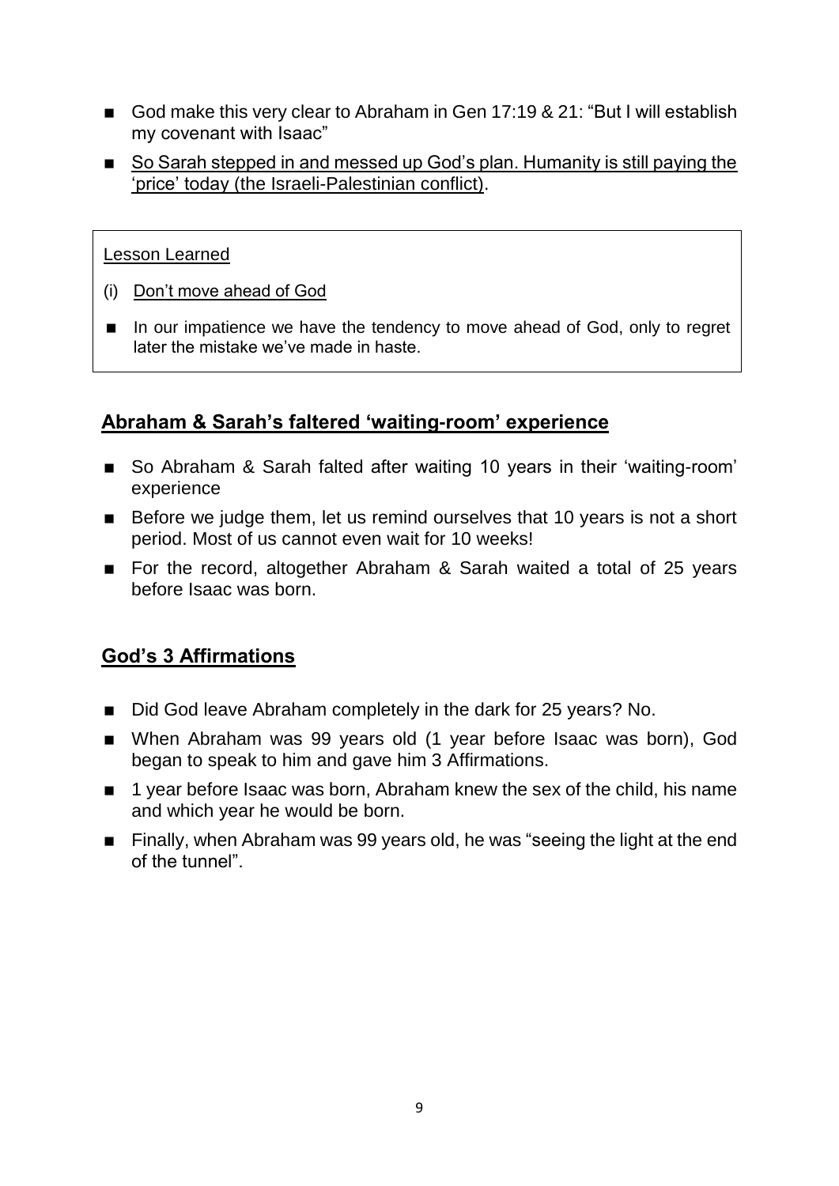- God make this very clear to Abraham in Gen 17:19 & 21: "But I will establish my covenant with Isaac"
- <u>So Sarah stepped in and messed up God's plan. Humanity is still paying the 'price' today (the Israeli-Palestinian conflict)</u>.

<u>Lesson Learned</u>

(i) <u>Don't move ahead of God</u>

- In our impatience we have the tendency to move ahead of God, only to regret later the mistake we've made in haste.

## <u>**Abraham & Sarah's faltered 'waiting-room' experience**</u>

- So Abraham & Sarah falted after waiting 10 years in their 'waiting-room' experience
- Before we judge them, let us remind ourselves that 10 years is not a short period. Most of us cannot even wait for 10 weeks!
- For the record, altogether Abraham & Sarah waited a total of 25 years before Isaac was born.

## <u>**God's 3 Affirmations**</u>

- Did God leave Abraham completely in the dark for 25 years? No.
- When Abraham was 99 years old (1 year before Isaac was born), God began to speak to him and gave him 3 Affirmations.
- 1 year before Isaac was born, Abraham knew the sex of the child, his name and which year he would be born.
- Finally, when Abraham was 99 years old, he was "seeing the light at the end of the tunnel".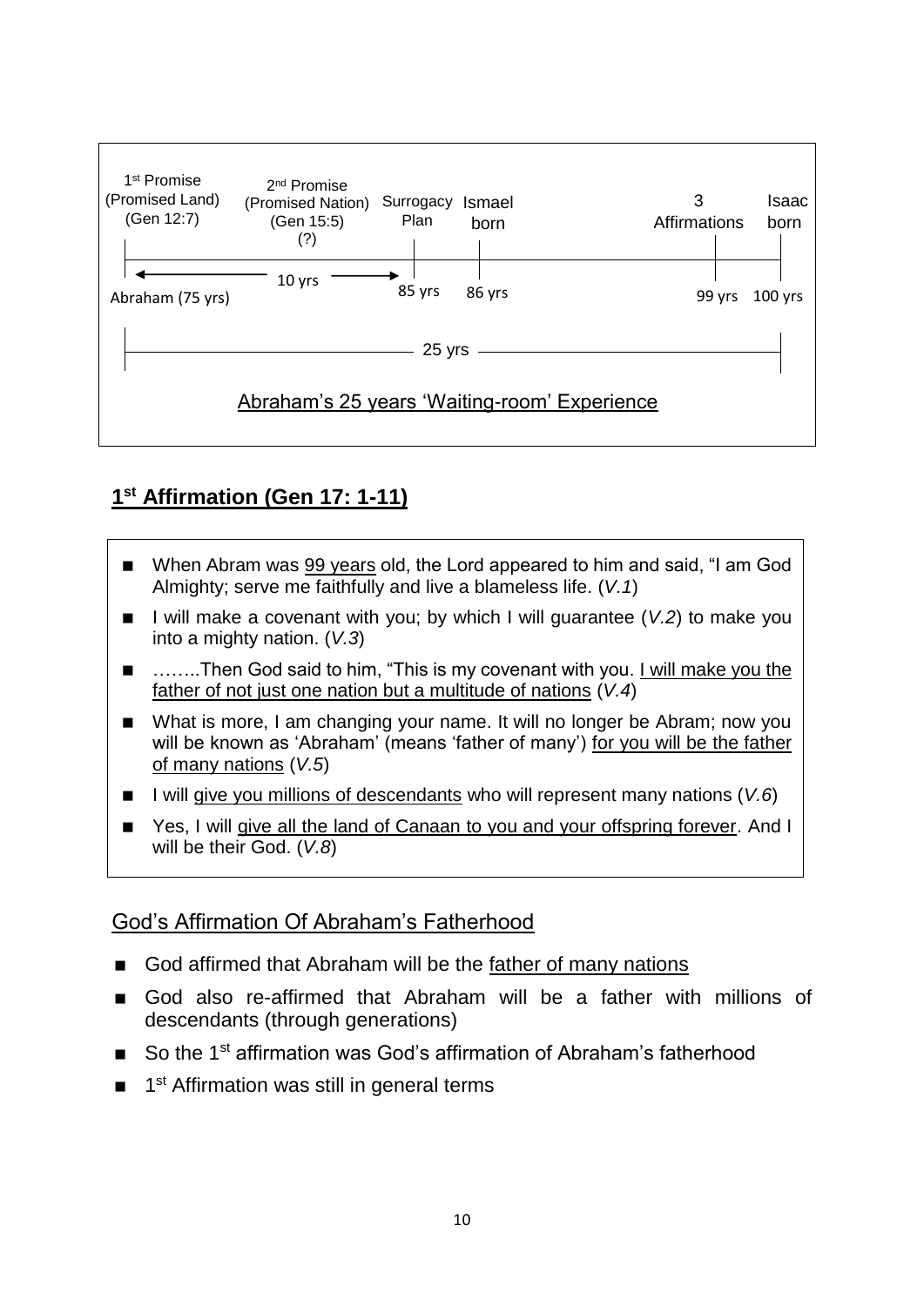| 1st Promise (Promised Land) (Gen 12:7) | 2nd Promise (Promised Nation) (Gen 15:5) (?) | Surrogacy Plan | Ismael born | 3 Affirmations | Isaac born |
|---|---|---|---|---|---|
| Abraham (75 yrs) | ← 10 yrs → | 85 yrs | 86 yrs | 99 yrs | 100 yrs |

25 yrs

Abraham's 25 years 'Waiting-room' Experience

## 1st Affirmation (Gen 17: 1-11)

- When Abram was 99 years old, the Lord appeared to him and said, "I am God Almighty; serve me faithfully and live a blameless life. (*V.1*)
- I will make a covenant with you; by which I will guarantee (*V.2*) to make you into a mighty nation. (*V.3*)
- ……..Then God said to him, "This is my covenant with you. I will make you the father of not just one nation but a multitude of nations (*V.4*)
- What is more, I am changing your name. It will no longer be Abram; now you will be known as 'Abraham' (means 'father of many') for you will be the father of many nations (*V.5*)
- I will give you millions of descendants who will represent many nations (*V.6*)
- Yes, I will give all the land of Canaan to you and your offspring forever. And I will be their God. (*V.8*)

### God's Affirmation Of Abraham's Fatherhood

- God affirmed that Abraham will be the father of many nations
- God also re-affirmed that Abraham will be a father with millions of descendants (through generations)
- So the 1st affirmation was God's affirmation of Abraham's fatherhood
- 1st Affirmation was still in general terms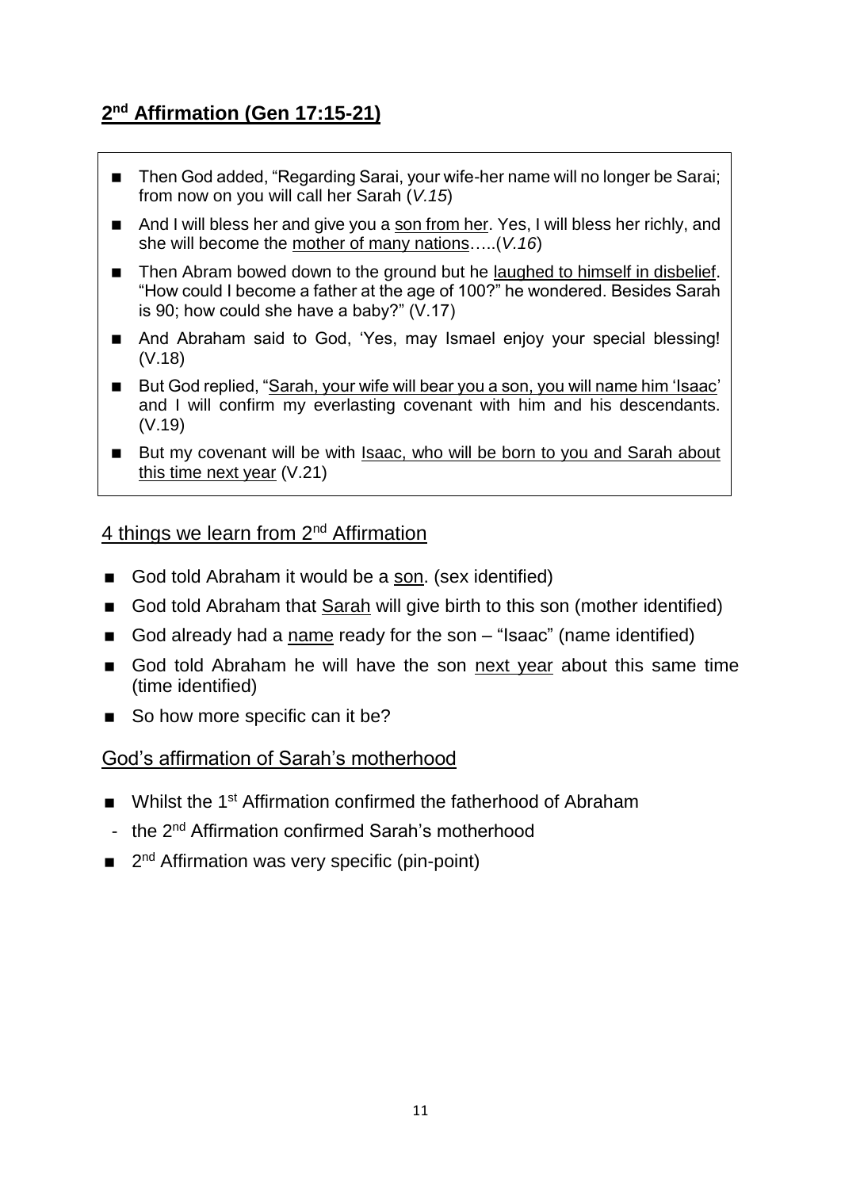## 2nd Affirmation (Gen 17:15-21)

- Then God added, "Regarding Sarai, your wife-her name will no longer be Sarai; from now on you will call her Sarah (*V.15*)
- And I will bless her and give you a son from her. Yes, I will bless her richly, and she will become the mother of many nations…..(*V.16*)
- Then Abram bowed down to the ground but he laughed to himself in disbelief. "How could I become a father at the age of 100?" he wondered. Besides Sarah is 90; how could she have a baby?" (V.17)
- And Abraham said to God, 'Yes, may Ismael enjoy your special blessing! (V.18)
- But God replied, "Sarah, your wife will bear you a son, you will name him 'Isaac' and I will confirm my everlasting covenant with him and his descendants. (V.19)
- But my covenant will be with Isaac, who will be born to you and Sarah about this time next year (V.21)

### 4 things we learn from 2nd Affirmation

- God told Abraham it would be a son. (sex identified)
- God told Abraham that Sarah will give birth to this son (mother identified)
- God already had a name ready for the son – "Isaac" (name identified)
- God told Abraham he will have the son next year about this same time (time identified)
- So how more specific can it be?

### God's affirmation of Sarah's motherhood

- Whilst the 1st Affirmation confirmed the fatherhood of Abraham
  - the 2nd Affirmation confirmed Sarah's motherhood
- 2nd Affirmation was very specific (pin-point)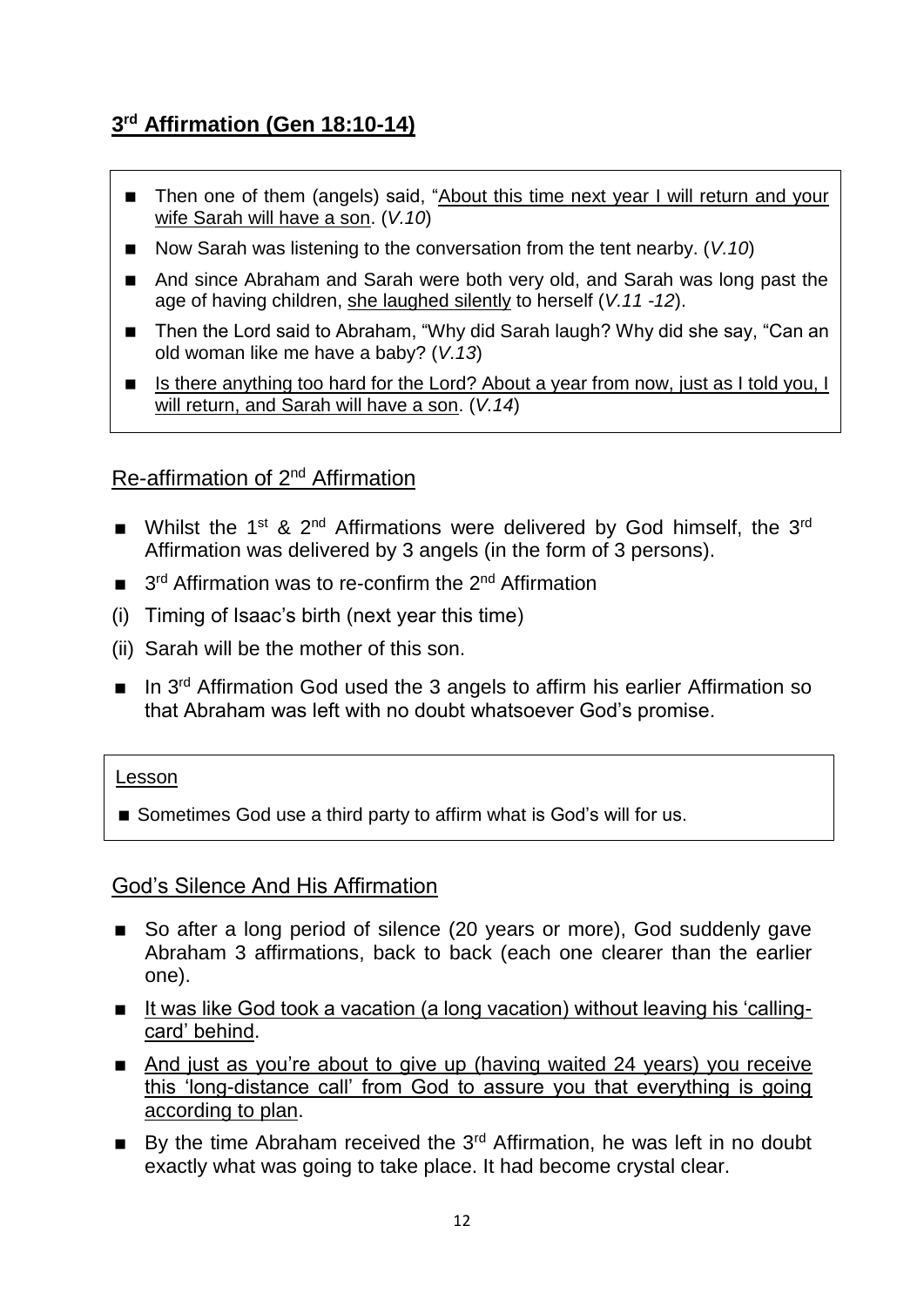## 3rd Affirmation (Gen 18:10-14)

- Then one of them (angels) said, "About this time next year I will return and your wife Sarah will have a son. (*V.10*)
- Now Sarah was listening to the conversation from the tent nearby. (*V.10*)
- And since Abraham and Sarah were both very old, and Sarah was long past the age of having children, she laughed silently to herself (*V.11 -12*).
- Then the Lord said to Abraham, "Why did Sarah laugh? Why did she say, "Can an old woman like me have a baby? (*V.13*)
- Is there anything too hard for the Lord? About a year from now, just as I told you, I will return, and Sarah will have a son. (*V.14*)

### Re-affirmation of 2nd Affirmation

- Whilst the 1st & 2nd Affirmations were delivered by God himself, the 3rd Affirmation was delivered by 3 angels (in the form of 3 persons).
- 3rd Affirmation was to re-confirm the 2nd Affirmation

(i) Timing of Isaac's birth (next year this time)

(ii) Sarah will be the mother of this son.

- In 3rd Affirmation God used the 3 angels to affirm his earlier Affirmation so that Abraham was left with no doubt whatsoever God's promise.

Lesson

- Sometimes God use a third party to affirm what is God's will for us.

### God's Silence And His Affirmation

- So after a long period of silence (20 years or more), God suddenly gave Abraham 3 affirmations, back to back (each one clearer than the earlier one).
- It was like God took a vacation (a long vacation) without leaving his 'calling-card' behind.
- And just as you're about to give up (having waited 24 years) you receive this 'long-distance call' from God to assure you that everything is going according to plan.
- By the time Abraham received the 3rd Affirmation, he was left in no doubt exactly what was going to take place. It had become crystal clear.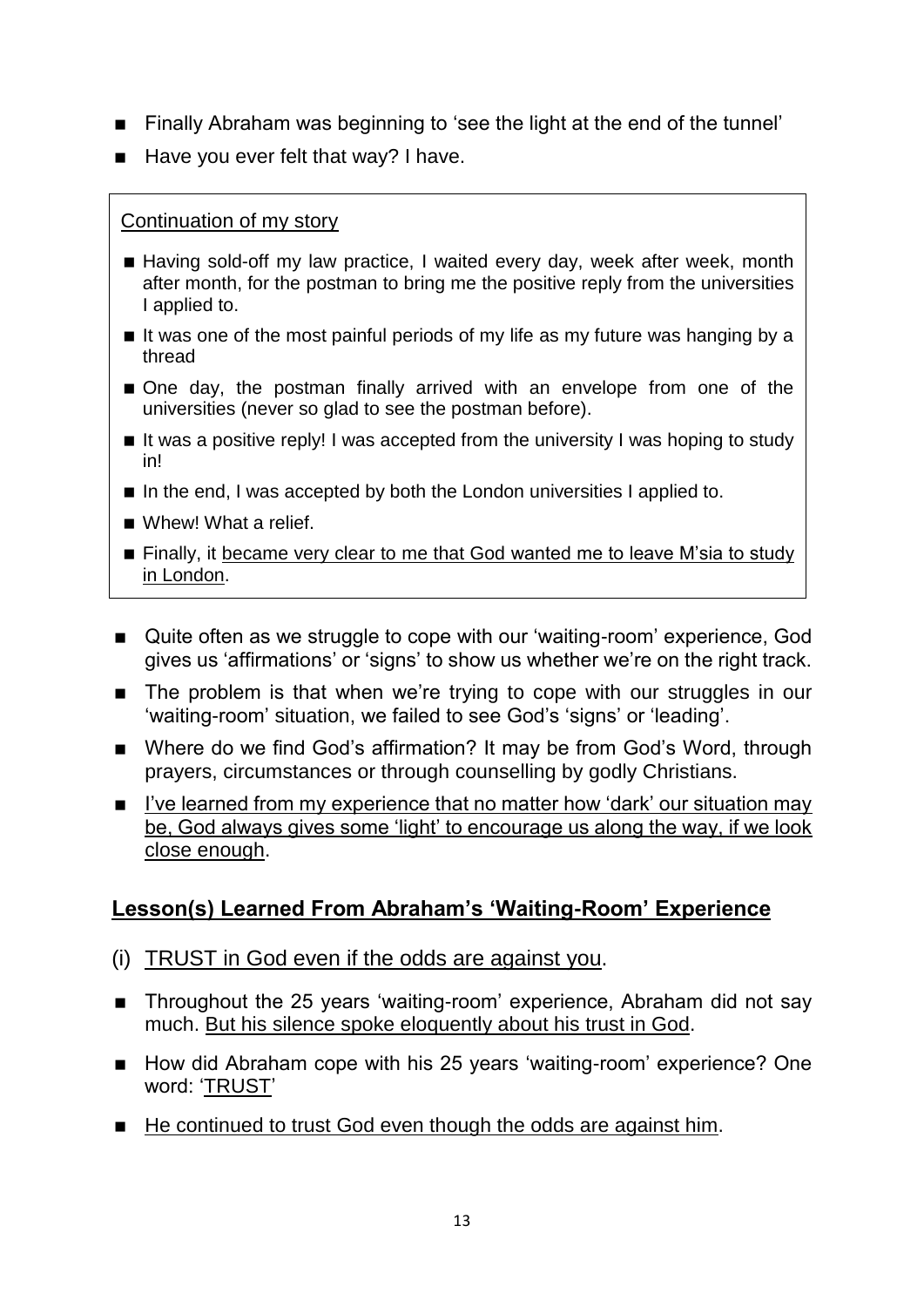- Finally Abraham was beginning to 'see the light at the end of the tunnel'
- Have you ever felt that way? I have.

> <u>Continuation of my story</u>
>
> - Having sold-off my law practice, I waited every day, week after week, month after month, for the postman to bring me the positive reply from the universities I applied to.
> - It was one of the most painful periods of my life as my future was hanging by a thread
> - One day, the postman finally arrived with an envelope from one of the universities (never so glad to see the postman before).
> - It was a positive reply! I was accepted from the university I was hoping to study in!
> - In the end, I was accepted by both the London universities I applied to.
> - Whew! What a relief.
> - Finally, it <u>became very clear to me that God wanted me to leave M'sia to study in London</u>.

- Quite often as we struggle to cope with our 'waiting-room' experience, God gives us 'affirmations' or 'signs' to show us whether we're on the right track.
- The problem is that when we're trying to cope with our struggles in our 'waiting-room' situation, we failed to see God's 'signs' or 'leading'.
- Where do we find God's affirmation? It may be from God's Word, through prayers, circumstances or through counselling by godly Christians.
- <u>I've learned from my experience that no matter how 'dark' our situation may be, God always gives some 'light' to encourage us along the way, if we look close enough</u>.

## <u>Lesson(s) Learned From Abraham's 'Waiting-Room' Experience</u>

(i) <u>TRUST in God even if the odds are against you</u>.

- Throughout the 25 years 'waiting-room' experience, Abraham did not say much. <u>But his silence spoke eloquently about his trust in God</u>.
- How did Abraham cope with his 25 years 'waiting-room' experience? One word: '<u>TRUST</u>'
- <u>He continued to trust God even though the odds are against him</u>.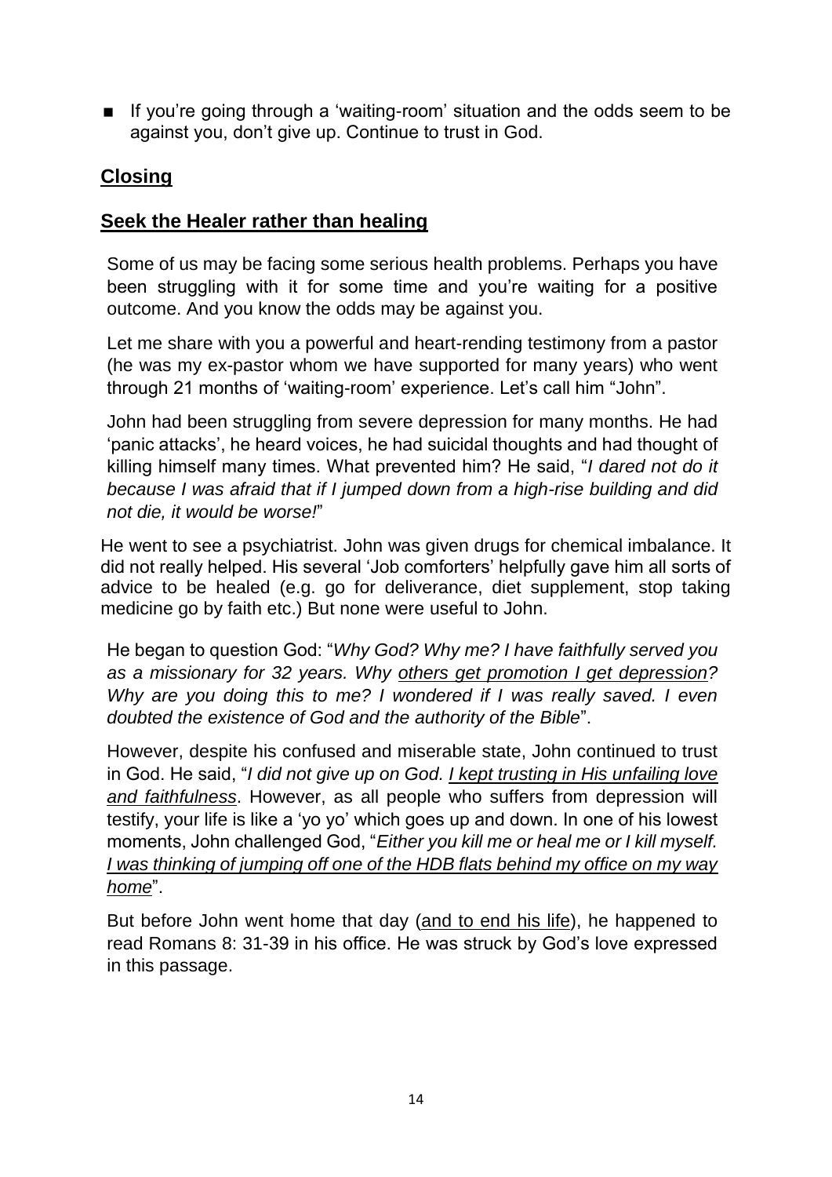- If you're going through a 'waiting-room' situation and the odds seem to be against you, don't give up. Continue to trust in God.

## <u>Closing</u>

## <u>Seek the Healer rather than healing</u>

Some of us may be facing some serious health problems. Perhaps you have been struggling with it for some time and you're waiting for a positive outcome. And you know the odds may be against you.

Let me share with you a powerful and heart-rending testimony from a pastor (he was my ex-pastor whom we have supported for many years) who went through 21 months of 'waiting-room' experience. Let's call him "John".

John had been struggling from severe depression for many months. He had 'panic attacks', he heard voices, he had suicidal thoughts and had thought of killing himself many times. What prevented him? He said, "*I dared not do it because I was afraid that if I jumped down from a high-rise building and did not die, it would be worse!*"

He went to see a psychiatrist. John was given drugs for chemical imbalance. It did not really helped. His several 'Job comforters' helpfully gave him all sorts of advice to be healed (e.g. go for deliverance, diet supplement, stop taking medicine go by faith etc.) But none were useful to John.

He began to question God: "*Why God? Why me? I have faithfully served you as a missionary for 32 years. Why <u>others get promotion I get depression</u>? Why are you doing this to me? I wondered if I was really saved. I even doubted the existence of God and the authority of the Bible*".

However, despite his confused and miserable state, John continued to trust in God. He said, "*I did not give up on God. <u>I kept trusting in His unfailing love and faithfulness</u>*. However, as all people who suffers from depression will testify, your life is like a 'yo yo' which goes up and down. In one of his lowest moments, John challenged God, "*Either you kill me or heal me or I kill myself. <u>I was thinking of jumping off one of the HDB flats behind my office on my way home</u>*".

But before John went home that day (<u>and to end his life</u>), he happened to read Romans 8: 31-39 in his office. He was struck by God's love expressed in this passage.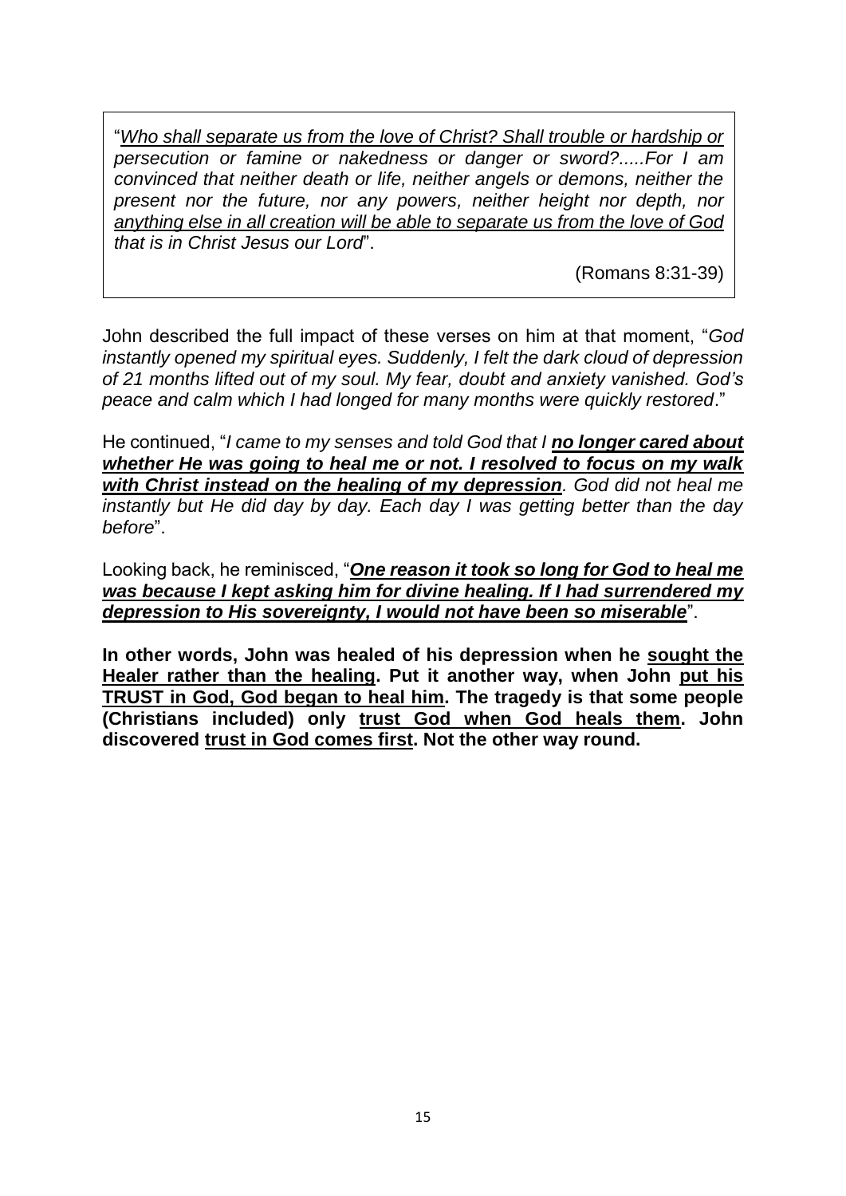> "*<u>Who shall separate us from the love of Christ? Shall trouble or hardship or persecution or famine or nakedness or danger or sword?</u>.....For I am convinced that neither death or life, neither angels or demons, neither the present nor the future, nor any powers, neither height nor depth, nor <u>anything else in all creation will be able to separate us from the love of God</u> that is in Christ Jesus our Lord*".
>
> (Romans 8:31-39)

John described the full impact of these verses on him at that moment, "*God instantly opened my spiritual eyes. Suddenly, I felt the dark cloud of depression of 21 months lifted out of my soul. My fear, doubt and anxiety vanished. God's peace and calm which I had longed for many months were quickly restored*."

He continued, "*I came to my senses and told God that I **<u>no longer cared about whether He was going to heal me or not. I resolved to focus on my walk with Christ instead on the healing of my depression</u>**. God did not heal me instantly but He did day by day. Each day I was getting better than the day before*".

Looking back, he reminisced, "***<u>One reason it took so long for God to heal me was because I kept asking him for divine healing. If I had surrendered my depression to His sovereignty, I would not have been so miserable</u>***".

**In other words, John was healed of his depression when he <u>sought the Healer rather than the healing</u>. Put it another way, when John <u>put his TRUST in God, God began to heal him</u>. The tragedy is that some people (Christians included) only <u>trust God when God heals them</u>. John discovered <u>trust in God comes first</u>. Not the other way round.**